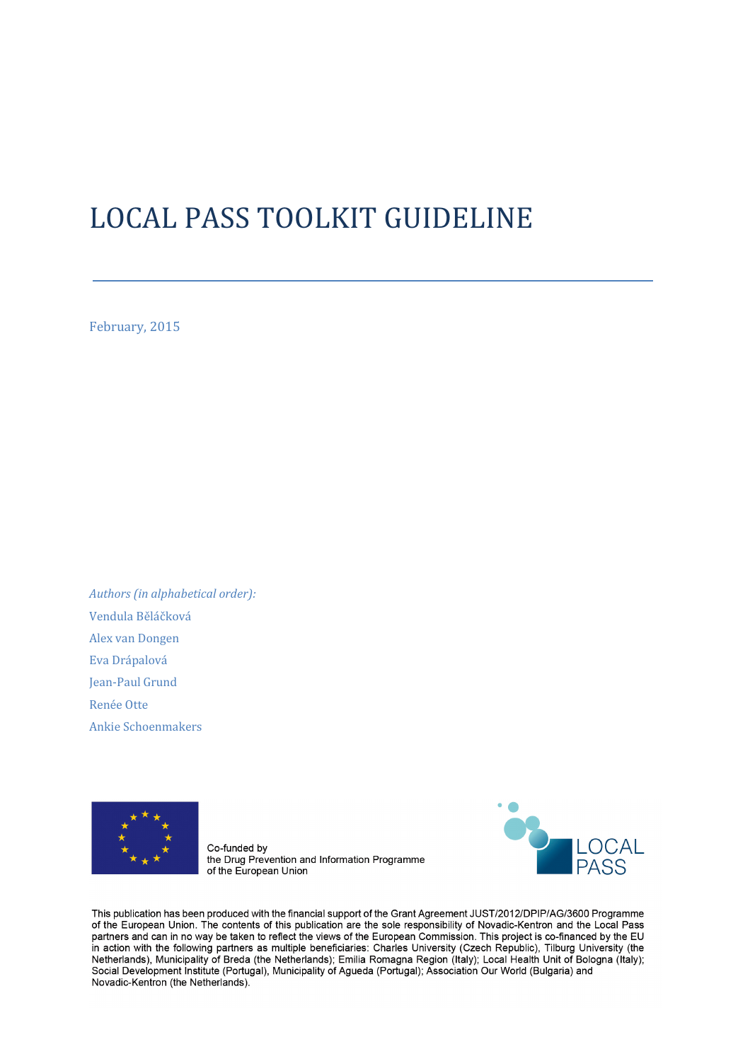# LOCAL PASS TOOLKIT GUIDELINE

February, 2015

*Authors (in alphabetical order):*

Vendula Běláčková

Alex van Dongen

Eva Drápalová

Jean-Paul Grund

Renée Otte

Ankie Schoenmakers

Co-funded by
the Drug Prevention and Information Programme
of the European Union

LOCAL PASS

This publication has been produced with the financial support of the Grant Agreement JUST/2012/DPIP/AG/3600 Programme of the European Union. The contents of this publication are the sole responsibility of Novadic-Kentron and the Local Pass partners and can in no way be taken to reflect the views of the European Commission. This project is co-financed by the EU in action with the following partners as multiple beneficiaries: Charles University (Czech Republic), Tilburg University (the Netherlands), Municipality of Breda (the Netherlands); Emilia Romagna Region (Italy); Local Health Unit of Bologna (Italy); Social Development Institute (Portugal), Municipality of Agueda (Portugal); Association Our World (Bulgaria) and Novadic-Kentron (the Netherlands).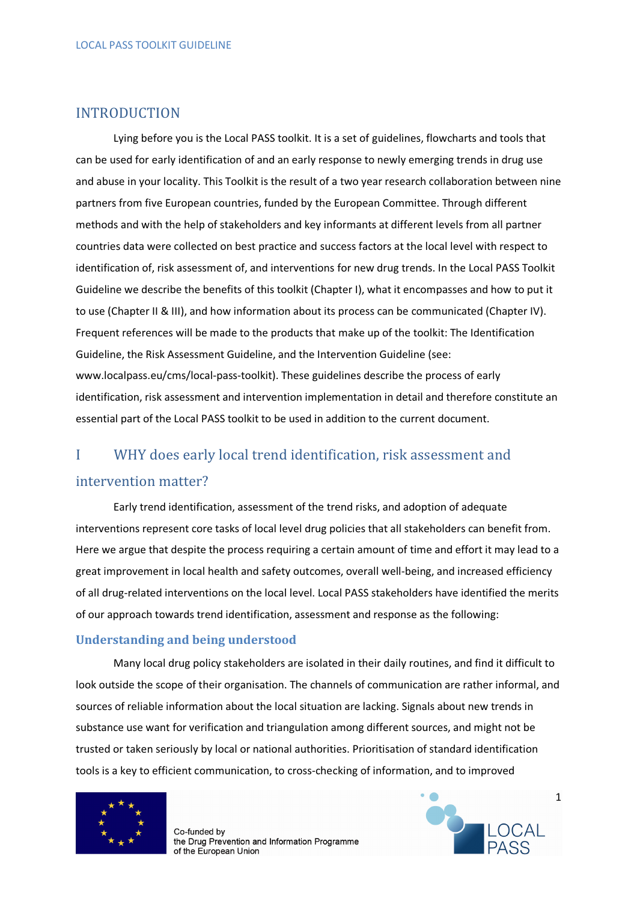## INTRODUCTION

Lying before you is the Local PASS toolkit. It is a set of guidelines, flowcharts and tools that can be used for early identification of and an early response to newly emerging trends in drug use and abuse in your locality. This Toolkit is the result of a two year research collaboration between nine partners from five European countries, funded by the European Committee. Through different methods and with the help of stakeholders and key informants at different levels from all partner countries data were collected on best practice and success factors at the local level with respect to identification of, risk assessment of, and interventions for new drug trends. In the Local PASS Toolkit Guideline we describe the benefits of this toolkit (Chapter I), what it encompasses and how to put it to use (Chapter II & III), and how information about its process can be communicated (Chapter IV). Frequent references will be made to the products that make up of the toolkit: The Identification Guideline, the Risk Assessment Guideline, and the Intervention Guideline (see: www.localpass.eu/cms/local-pass-toolkit). These guidelines describe the process of early identification, risk assessment and intervention implementation in detail and therefore constitute an essential part of the Local PASS toolkit to be used in addition to the current document.

## I WHY does early local trend identification, risk assessment and intervention matter?

Early trend identification, assessment of the trend risks, and adoption of adequate interventions represent core tasks of local level drug policies that all stakeholders can benefit from. Here we argue that despite the process requiring a certain amount of time and effort it may lead to a great improvement in local health and safety outcomes, overall well-being, and increased efficiency of all drug-related interventions on the local level. Local PASS stakeholders have identified the merits of our approach towards trend identification, assessment and response as the following:

### Understanding and being understood

Many local drug policy stakeholders are isolated in their daily routines, and find it difficult to look outside the scope of their organisation. The channels of communication are rather informal, and sources of reliable information about the local situation are lacking. Signals about new trends in substance use want for verification and triangulation among different sources, and might not be trusted or taken seriously by local or national authorities. Prioritisation of standard identification tools is a key to efficient communication, to cross-checking of information, and to improved

Co-funded by
the Drug Prevention and Information Programme
of the European Union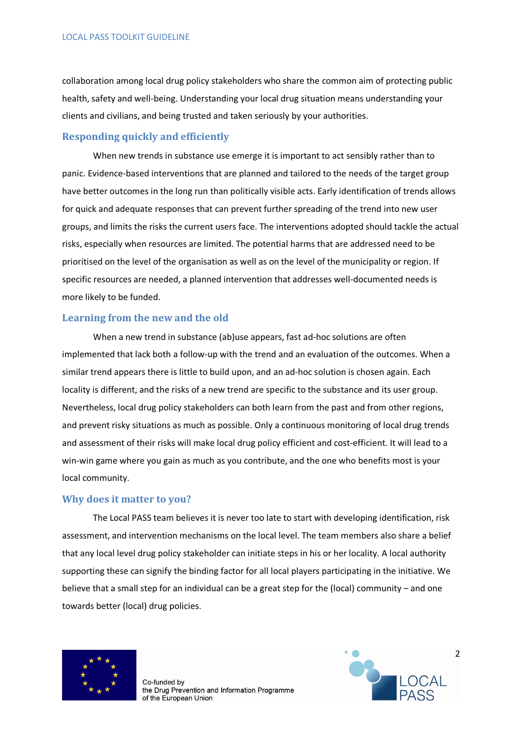collaboration among local drug policy stakeholders who share the common aim of protecting public health, safety and well-being. Understanding your local drug situation means understanding your clients and civilians, and being trusted and taken seriously by your authorities.

## Responding quickly and efficiently

When new trends in substance use emerge it is important to act sensibly rather than to panic. Evidence-based interventions that are planned and tailored to the needs of the target group have better outcomes in the long run than politically visible acts. Early identification of trends allows for quick and adequate responses that can prevent further spreading of the trend into new user groups, and limits the risks the current users face. The interventions adopted should tackle the actual risks, especially when resources are limited. The potential harms that are addressed need to be prioritised on the level of the organisation as well as on the level of the municipality or region. If specific resources are needed, a planned intervention that addresses well-documented needs is more likely to be funded.

## Learning from the new and the old

When a new trend in substance (ab)use appears, fast ad-hoc solutions are often implemented that lack both a follow-up with the trend and an evaluation of the outcomes. When a similar trend appears there is little to build upon, and an ad-hoc solution is chosen again. Each locality is different, and the risks of a new trend are specific to the substance and its user group. Nevertheless, local drug policy stakeholders can both learn from the past and from other regions, and prevent risky situations as much as possible. Only a continuous monitoring of local drug trends and assessment of their risks will make local drug policy efficient and cost-efficient. It will lead to a win-win game where you gain as much as you contribute, and the one who benefits most is your local community.

## Why does it matter to you?

The Local PASS team believes it is never too late to start with developing identification, risk assessment, and intervention mechanisms on the local level. The team members also share a belief that any local level drug policy stakeholder can initiate steps in his or her locality. A local authority supporting these can signify the binding factor for all local players participating in the initiative. We believe that a small step for an individual can be a great step for the (local) community – and one towards better (local) drug policies.

Co-funded by
the Drug Prevention and Information Programme
of the European Union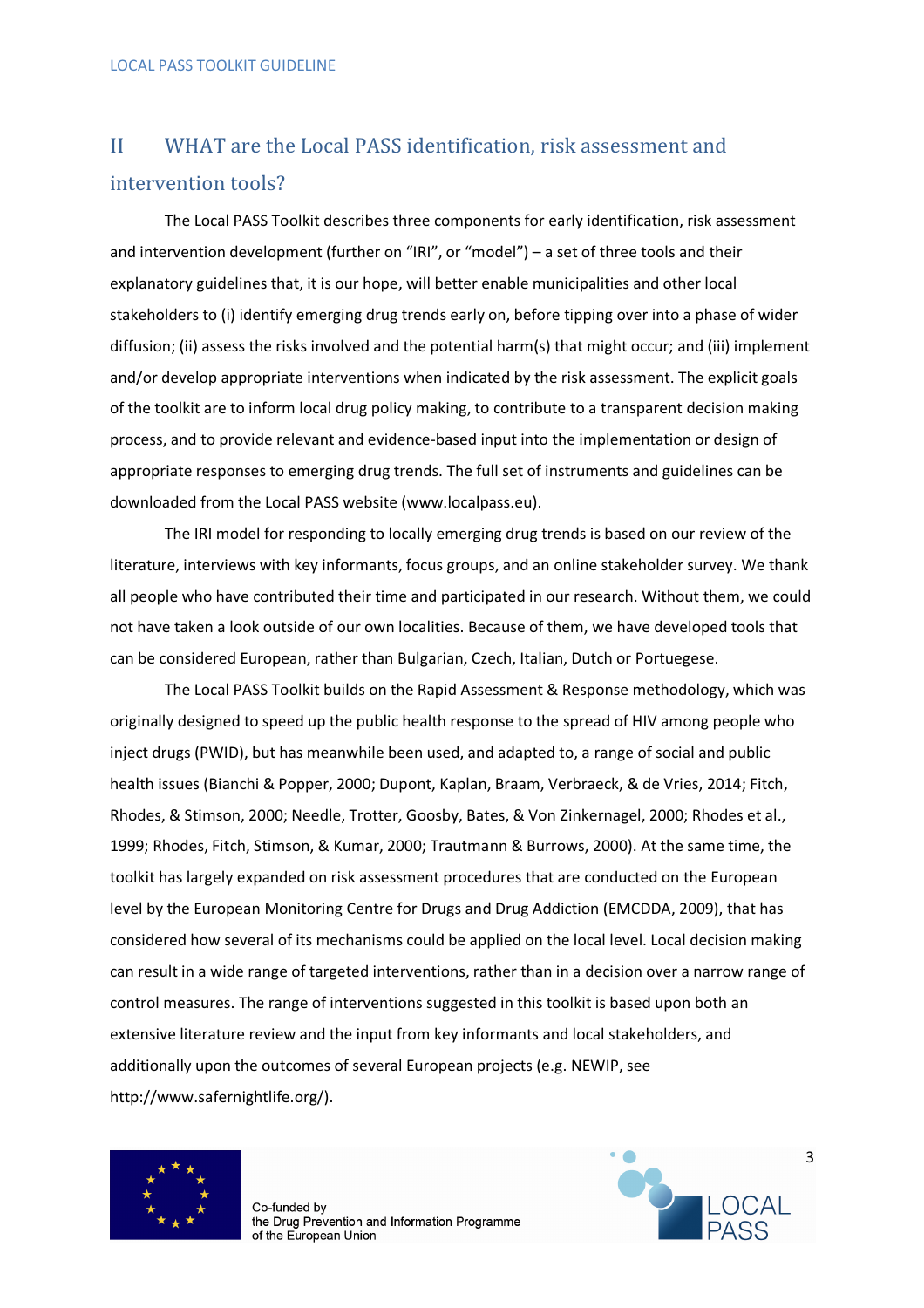## II WHAT are the Local PASS identification, risk assessment and intervention tools?

The Local PASS Toolkit describes three components for early identification, risk assessment and intervention development (further on "IRI", or "model") – a set of three tools and their explanatory guidelines that, it is our hope, will better enable municipalities and other local stakeholders to (i) identify emerging drug trends early on, before tipping over into a phase of wider diffusion; (ii) assess the risks involved and the potential harm(s) that might occur; and (iii) implement and/or develop appropriate interventions when indicated by the risk assessment. The explicit goals of the toolkit are to inform local drug policy making, to contribute to a transparent decision making process, and to provide relevant and evidence-based input into the implementation or design of appropriate responses to emerging drug trends. The full set of instruments and guidelines can be downloaded from the Local PASS website (www.localpass.eu).

The IRI model for responding to locally emerging drug trends is based on our review of the literature, interviews with key informants, focus groups, and an online stakeholder survey. We thank all people who have contributed their time and participated in our research. Without them, we could not have taken a look outside of our own localities. Because of them, we have developed tools that can be considered European, rather than Bulgarian, Czech, Italian, Dutch or Portuegese.

The Local PASS Toolkit builds on the Rapid Assessment & Response methodology, which was originally designed to speed up the public health response to the spread of HIV among people who inject drugs (PWID), but has meanwhile been used, and adapted to, a range of social and public health issues (Bianchi & Popper, 2000; Dupont, Kaplan, Braam, Verbraeck, & de Vries, 2014; Fitch, Rhodes, & Stimson, 2000; Needle, Trotter, Goosby, Bates, & Von Zinkernagel, 2000; Rhodes et al., 1999; Rhodes, Fitch, Stimson, & Kumar, 2000; Trautmann & Burrows, 2000). At the same time, the toolkit has largely expanded on risk assessment procedures that are conducted on the European level by the European Monitoring Centre for Drugs and Drug Addiction (EMCDDA, 2009), that has considered how several of its mechanisms could be applied on the local level. Local decision making can result in a wide range of targeted interventions, rather than in a decision over a narrow range of control measures. The range of interventions suggested in this toolkit is based upon both an extensive literature review and the input from key informants and local stakeholders, and additionally upon the outcomes of several European projects (e.g. NEWIP, see http://www.safernightlife.org/).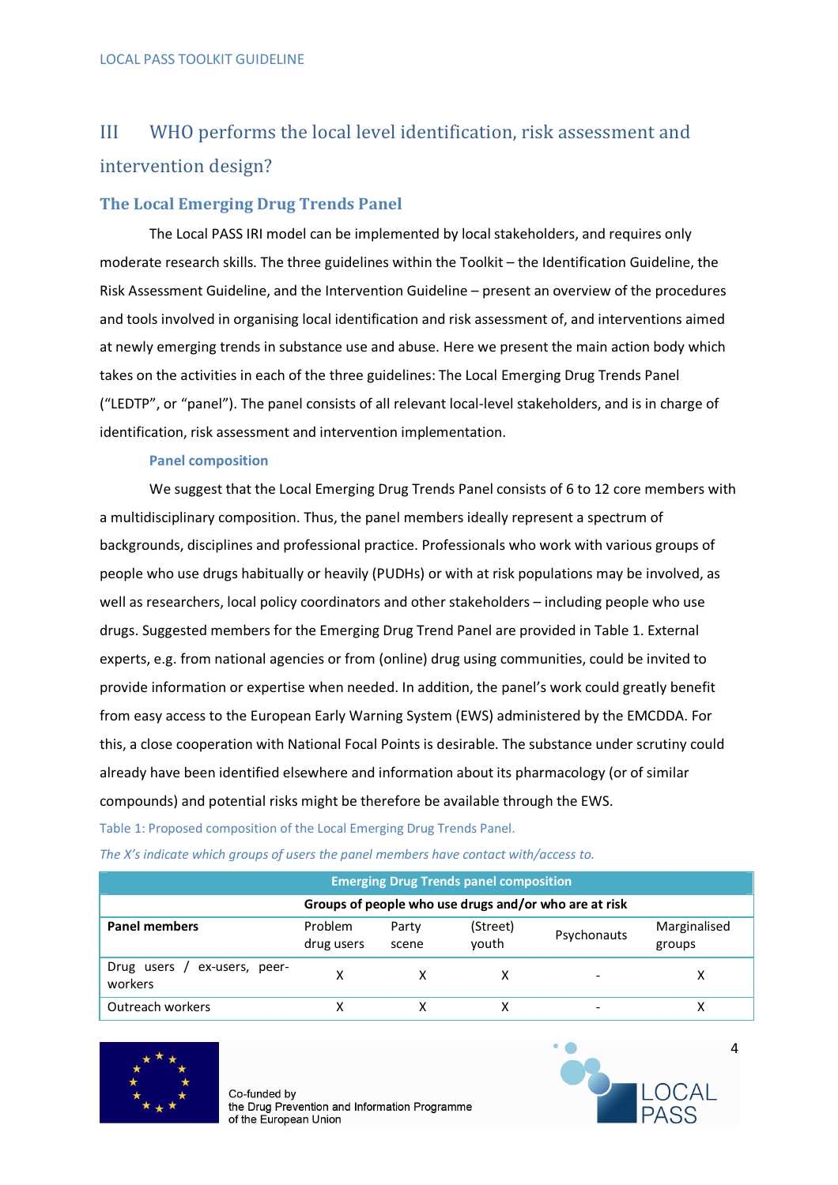## III WHO performs the local level identification, risk assessment and intervention design?

### The Local Emerging Drug Trends Panel

The Local PASS IRI model can be implemented by local stakeholders, and requires only moderate research skills. The three guidelines within the Toolkit – the Identification Guideline, the Risk Assessment Guideline, and the Intervention Guideline – present an overview of the procedures and tools involved in organising local identification and risk assessment of, and interventions aimed at newly emerging trends in substance use and abuse. Here we present the main action body which takes on the activities in each of the three guidelines: The Local Emerging Drug Trends Panel ("LEDTP", or "panel"). The panel consists of all relevant local-level stakeholders, and is in charge of identification, risk assessment and intervention implementation.

#### Panel composition

We suggest that the Local Emerging Drug Trends Panel consists of 6 to 12 core members with a multidisciplinary composition. Thus, the panel members ideally represent a spectrum of backgrounds, disciplines and professional practice. Professionals who work with various groups of people who use drugs habitually or heavily (PUDHs) or with at risk populations may be involved, as well as researchers, local policy coordinators and other stakeholders – including people who use drugs. Suggested members for the Emerging Drug Trend Panel are provided in Table 1. External experts, e.g. from national agencies or from (online) drug using communities, could be invited to provide information or expertise when needed. In addition, the panel's work could greatly benefit from easy access to the European Early Warning System (EWS) administered by the EMCDDA. For this, a close cooperation with National Focal Points is desirable. The substance under scrutiny could already have been identified elsewhere and information about its pharmacology (or of similar compounds) and potential risks might be therefore be available through the EWS.

Table 1: Proposed composition of the Local Emerging Drug Trends Panel.

*The X's indicate which groups of users the panel members have contact with/access to.*

| Emerging Drug Trends panel composition | | | | | |
|---|---|---|---|---|---|
| | Groups of people who use drugs and/or who are at risk | | | | |
| **Panel members** | Problem drug users | Party scene | (Street) youth | Psychonauts | Marginalised groups |
| Drug users / ex-users, peer-workers | X | X | X | - | X |
| Outreach workers | X | X | X | - | X |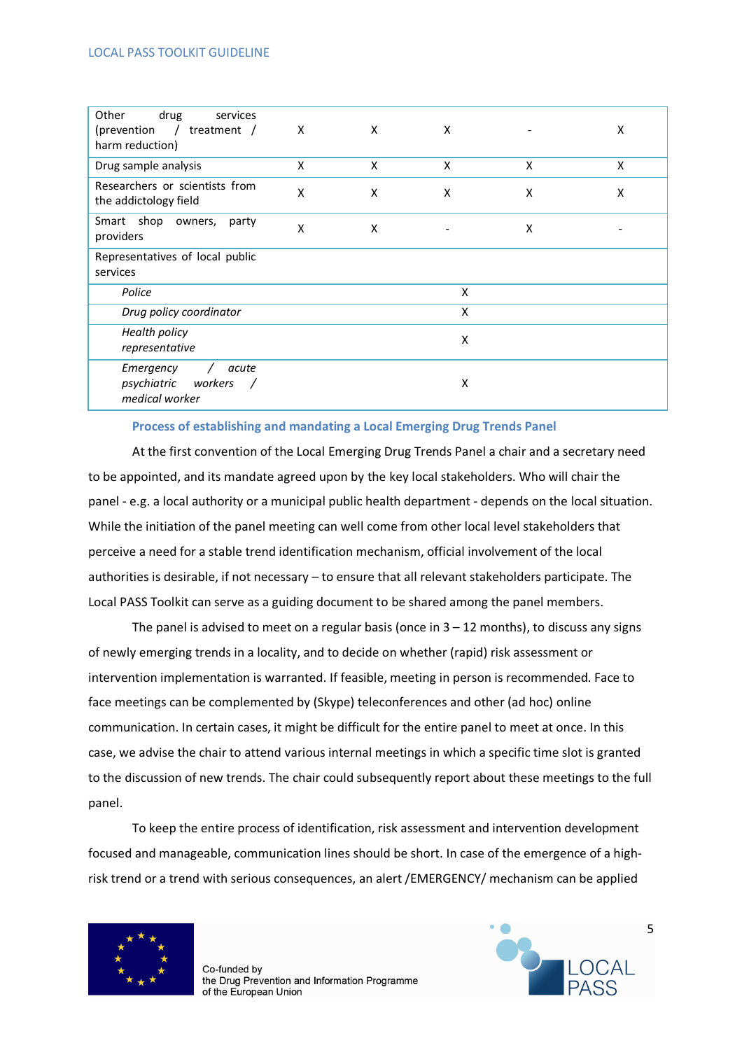| | | | | | |
|---|---|---|---|---|---|
| Other drug services (prevention / treatment / harm reduction) | X | X | X | - | X |
| Drug sample analysis | X | X | X | X | X |
| Researchers or scientists from the addictology field | X | X | X | X | X |
| Smart shop owners, party providers | X | X | - | X | - |
| Representatives of local public services | | | | | |
| *Police* | | | X | | |
| *Drug policy coordinator* | | | X | | |
| *Health policy representative* | | | X | | |
| *Emergency / acute psychiatric workers / medical worker* | | | X | | |

### Process of establishing and mandating a Local Emerging Drug Trends Panel

At the first convention of the Local Emerging Drug Trends Panel a chair and a secretary need to be appointed, and its mandate agreed upon by the key local stakeholders. Who will chair the panel - e.g. a local authority or a municipal public health department - depends on the local situation. While the initiation of the panel meeting can well come from other local level stakeholders that perceive a need for a stable trend identification mechanism, official involvement of the local authorities is desirable, if not necessary – to ensure that all relevant stakeholders participate. The Local PASS Toolkit can serve as a guiding document to be shared among the panel members.

The panel is advised to meet on a regular basis (once in 3 – 12 months), to discuss any signs of newly emerging trends in a locality, and to decide on whether (rapid) risk assessment or intervention implementation is warranted. If feasible, meeting in person is recommended. Face to face meetings can be complemented by (Skype) teleconferences and other (ad hoc) online communication. In certain cases, it might be difficult for the entire panel to meet at once. In this case, we advise the chair to attend various internal meetings in which a specific time slot is granted to the discussion of new trends. The chair could subsequently report about these meetings to the full panel.

To keep the entire process of identification, risk assessment and intervention development focused and manageable, communication lines should be short. In case of the emergence of a high-risk trend or a trend with serious consequences, an alert /EMERGENCY/ mechanism can be applied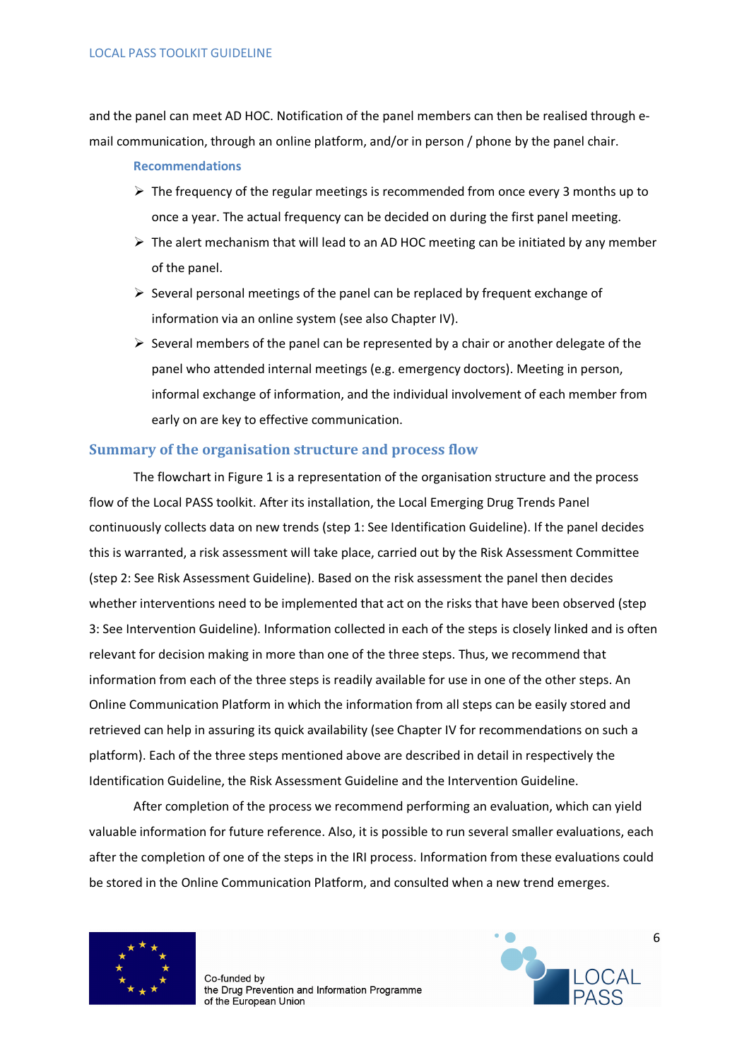and the panel can meet AD HOC. Notification of the panel members can then be realised through e-mail communication, through an online platform, and/or in person / phone by the panel chair.

**Recommendations**

- The frequency of the regular meetings is recommended from once every 3 months up to once a year. The actual frequency can be decided on during the first panel meeting.
- The alert mechanism that will lead to an AD HOC meeting can be initiated by any member of the panel.
- Several personal meetings of the panel can be replaced by frequent exchange of information via an online system (see also Chapter IV).
- Several members of the panel can be represented by a chair or another delegate of the panel who attended internal meetings (e.g. emergency doctors). Meeting in person, informal exchange of information, and the individual involvement of each member from early on are key to effective communication.

## Summary of the organisation structure and process flow

The flowchart in Figure 1 is a representation of the organisation structure and the process flow of the Local PASS toolkit. After its installation, the Local Emerging Drug Trends Panel continuously collects data on new trends (step 1: See Identification Guideline). If the panel decides this is warranted, a risk assessment will take place, carried out by the Risk Assessment Committee (step 2: See Risk Assessment Guideline). Based on the risk assessment the panel then decides whether interventions need to be implemented that act on the risks that have been observed (step 3: See Intervention Guideline). Information collected in each of the steps is closely linked and is often relevant for decision making in more than one of the three steps. Thus, we recommend that information from each of the three steps is readily available for use in one of the other steps. An Online Communication Platform in which the information from all steps can be easily stored and retrieved can help in assuring its quick availability (see Chapter IV for recommendations on such a platform). Each of the three steps mentioned above are described in detail in respectively the Identification Guideline, the Risk Assessment Guideline and the Intervention Guideline.

After completion of the process we recommend performing an evaluation, which can yield valuable information for future reference. Also, it is possible to run several smaller evaluations, each after the completion of one of the steps in the IRI process. Information from these evaluations could be stored in the Online Communication Platform, and consulted when a new trend emerges.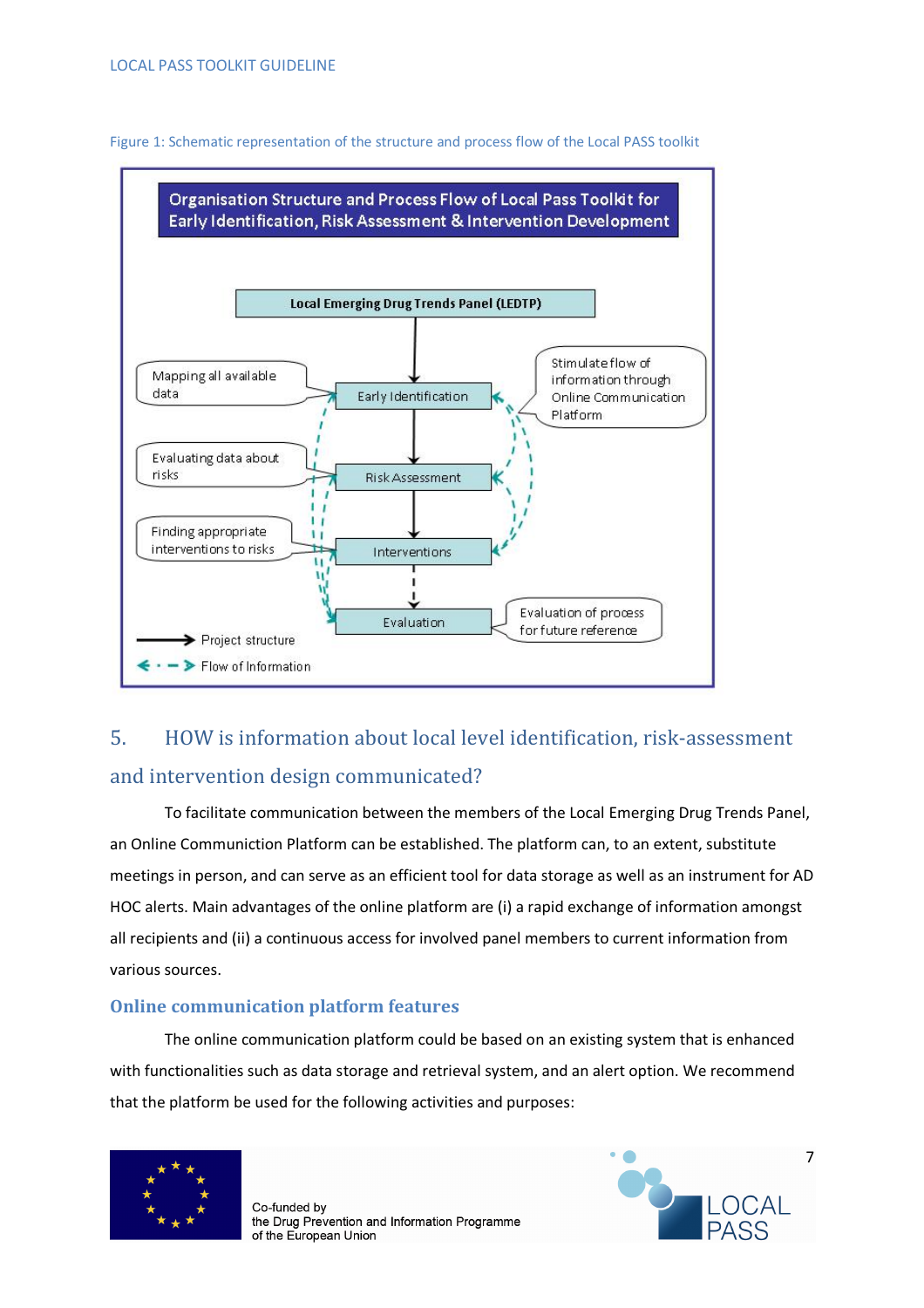Figure 1: Schematic representation of the structure and process flow of the Local PASS toolkit

## 5. HOW is information about local level identification, risk-assessment and intervention design communicated?

To facilitate communication between the members of the Local Emerging Drug Trends Panel, an Online Communiction Platform can be established. The platform can, to an extent, substitute meetings in person, and can serve as an efficient tool for data storage as well as an instrument for AD HOC alerts. Main advantages of the online platform are (i) a rapid exchange of information amongst all recipients and (ii) a continuous access for involved panel members to current information from various sources.

### Online communication platform features

The online communication platform could be based on an existing system that is enhanced with functionalities such as data storage and retrieval system, and an alert option. We recommend that the platform be used for the following activities and purposes: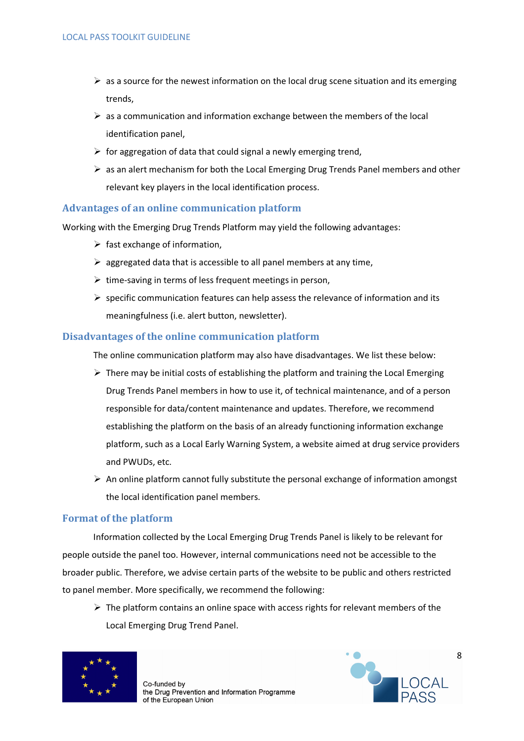- as a source for the newest information on the local drug scene situation and its emerging trends,
- as a communication and information exchange between the members of the local identification panel,
- for aggregation of data that could signal a newly emerging trend,
- as an alert mechanism for both the Local Emerging Drug Trends Panel members and other relevant key players in the local identification process.

### Advantages of an online communication platform

Working with the Emerging Drug Trends Platform may yield the following advantages:

- fast exchange of information,
- aggregated data that is accessible to all panel members at any time,
- time-saving in terms of less frequent meetings in person,
- specific communication features can help assess the relevance of information and its meaningfulness (i.e. alert button, newsletter).

### Disadvantages of the online communication platform

The online communication platform may also have disadvantages. We list these below:

- There may be initial costs of establishing the platform and training the Local Emerging Drug Trends Panel members in how to use it, of technical maintenance, and of a person responsible for data/content maintenance and updates. Therefore, we recommend establishing the platform on the basis of an already functioning information exchange platform, such as a Local Early Warning System, a website aimed at drug service providers and PWUDs, etc.
- An online platform cannot fully substitute the personal exchange of information amongst the local identification panel members.

### Format of the platform

Information collected by the Local Emerging Drug Trends Panel is likely to be relevant for people outside the panel too. However, internal communications need not be accessible to the broader public. Therefore, we advise certain parts of the website to be public and others restricted to panel member. More specifically, we recommend the following:

- The platform contains an online space with access rights for relevant members of the Local Emerging Drug Trend Panel.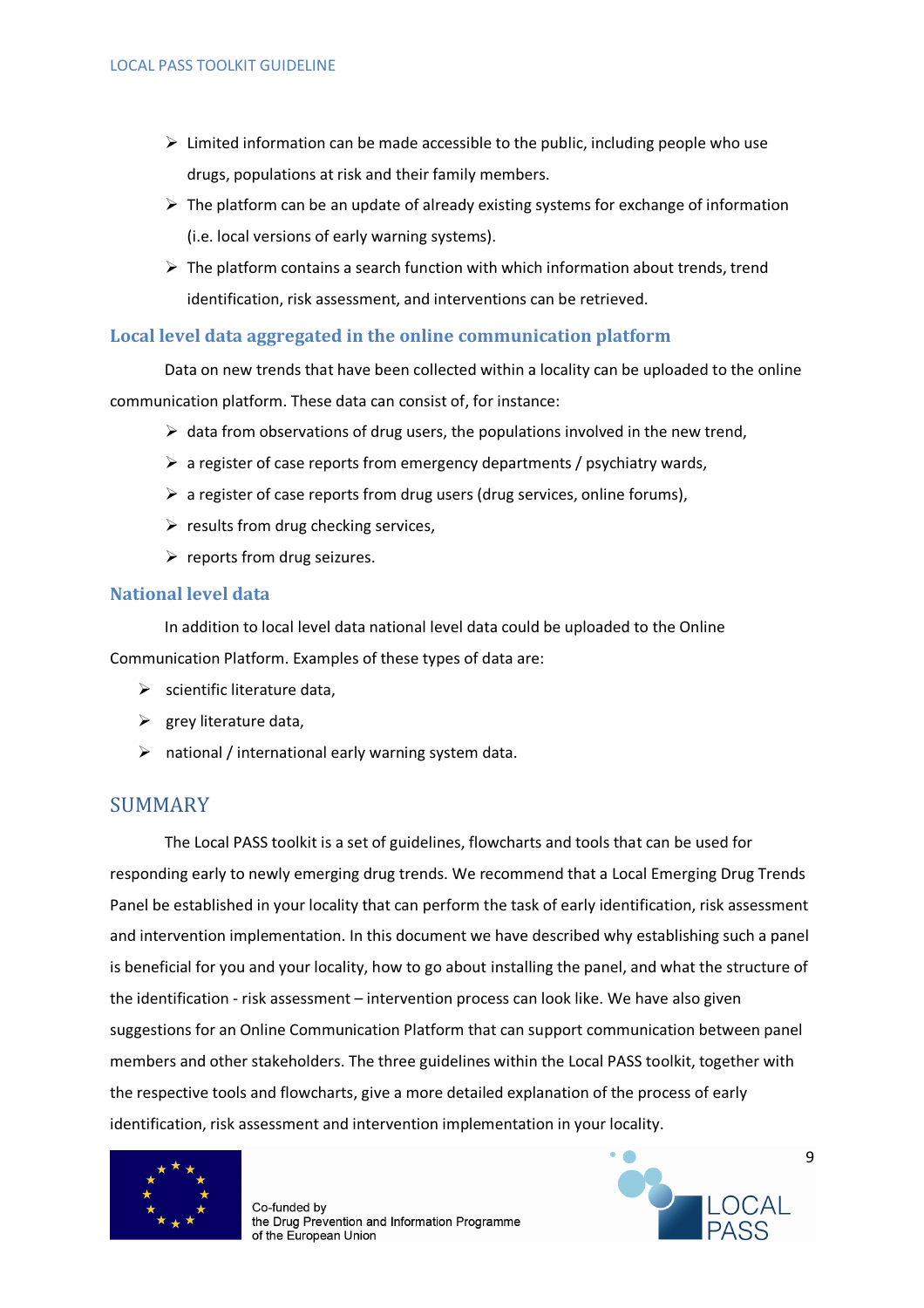- Limited information can be made accessible to the public, including people who use drugs, populations at risk and their family members.
- The platform can be an update of already existing systems for exchange of information (i.e. local versions of early warning systems).
- The platform contains a search function with which information about trends, trend identification, risk assessment, and interventions can be retrieved.

### Local level data aggregated in the online communication platform

Data on new trends that have been collected within a locality can be uploaded to the online communication platform. These data can consist of, for instance:

- data from observations of drug users, the populations involved in the new trend,
- a register of case reports from emergency departments / psychiatry wards,
- a register of case reports from drug users (drug services, online forums),
- results from drug checking services,
- reports from drug seizures.

### National level data

In addition to local level data national level data could be uploaded to the Online Communication Platform. Examples of these types of data are:

- scientific literature data,
- grey literature data,
- national / international early warning system data.

## SUMMARY

The Local PASS toolkit is a set of guidelines, flowcharts and tools that can be used for responding early to newly emerging drug trends. We recommend that a Local Emerging Drug Trends Panel be established in your locality that can perform the task of early identification, risk assessment and intervention implementation. In this document we have described why establishing such a panel is beneficial for you and your locality, how to go about installing the panel, and what the structure of the identification - risk assessment – intervention process can look like. We have also given suggestions for an Online Communication Platform that can support communication between panel members and other stakeholders. The three guidelines within the Local PASS toolkit, together with the respective tools and flowcharts, give a more detailed explanation of the process of early identification, risk assessment and intervention implementation in your locality.

Co-funded by the Drug Prevention and Information Programme of the European Union